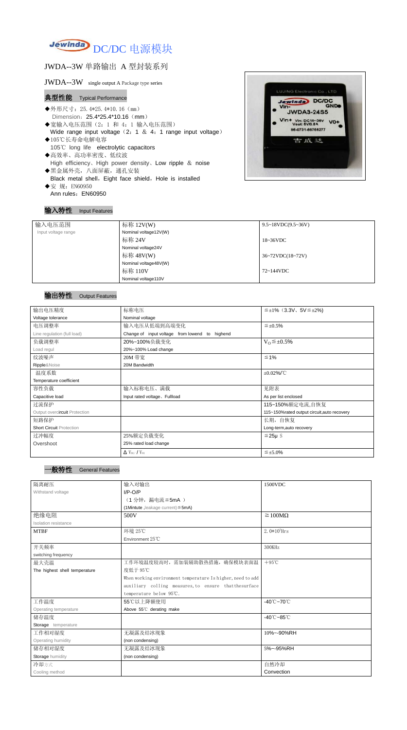# Jewinda DC/DC 电源模块

## JWDA--3W 单路输出 A 型封装系列

JWDA--3W single output A Package type series

### 典型性能 Typical Performance

- ◆外形尺寸：25.4*25.4*10.16（㎜）
  Dimension：25.4*25.4*10.16（mm）
- ◆宽输入电压范围（2：1 和 4：1 输入电压范围）
  Wide range input voltage（2：1 & 4：1 range input voltage）
- ◆105℃长寿命电解电容
  105℃ long life electrolytic capacitors
- ◆高效率、高功率密度、低纹波
  High efficiency、High power density、Low ripple & noise
- ◆黑金属外壳，八面屏蔽，通孔安装
  Black metal shell，Eight face shield，Hole is installed
- ◆安 规：EN60950
  Ann rules：EN60950

### 输入特性 Input Features

| 输入电压范围 Input voltage range | 标称 12V(W) Nominal voltage12V(W) | 9.5~18VDC(9.5~36V) |
|---|---|---|
| | 标称 24V Nominal voltage24V | 18~36VDC |
| | 标称 48V(W) Nominal voltage48V(W) | 36~72VDC(18~72V) |
| | 标称 110V Nominal voltage110V | 72~144VDC |

### 输出特性 Output Features

| 输出电压精度 Voltage tolerance | 标称电压 Nominal voltage | ≦±1%（3.3V、5V≦±2%) |
|---|---|---|
| 电压调整率 Line regulation (full load) | 输入电压从低端到高端变化 Change of input voltage from lowend to highend | ≦±0.5% |
| 负载调整率 Load regul | 20%~100%负载变化 20%~100% Load change | $V_O$≦±0.5% |
| 纹波噪声 Ripple&Noise | 20M 带宽 20M Bandwidth | ≦1% |
| 温度系数 Temperature coefficient | | ±0.02%/℃ |
| 容性负载 Capacitive load | 输入标称电压、满载 Input rated voltage、Fullload | 见附表 As per list enclosed |
| 过流保护 Output overcircuit Protection | | 115~150%额定电流,自恢复 115~150%rated output circuit,auto recovery |
| 短路保护 Short Circuit Protection | | 长期，自恢复 Long-term,auto recovery |
| 过冲幅度 Overshoot | 25%额定负载变化 25% rated load change | ≦25μ S |
| | $\Delta V_{01}/V_{01}$ | ≦±5.0% |

### 一般特性 General Features

| 隔离耐压 Withstand voltage | 输入对输出 I/P-O/P （1 分钟，漏电流≦5mA） (1Mintute ,leakage current)≦5mA) | 1500VDC |
|---|---|---|
| 绝缘电阻 Isolation resistance | 500V | ≧100MΩ |
| MTBF | 环境 25℃ Environment 25℃ | $2.0*10^5$Hrs |
| 开关频率 switching frequency | | 300KHz |
| 最大壳温 The highest shell temperature | 工作环境温度较高时，需加装辅助散热措施，确保模块表面温度低于 95℃ When working environment temperature Is higher, need to add auxiliary colling measures, to ensure thatthesurface temperature below 95℃. | +95℃ |
| 工作温度 Operating temperature | 55℃以上降额使用 Above 55℃ derating make | -40℃~70℃ |
| 储存温度 Storage temperature | | -40℃~85℃ |
| 工作相对湿度 Operating humidity | 无凝露及结冰现象 (non condensing) | 10%~-90%RH |
| 储存相对湿度 Storage humidity | 无凝露及结冰现象 (non condensing) | 5%~-95%RH |
| 冷却方式 Cooling method | | 自然冷却 Convection |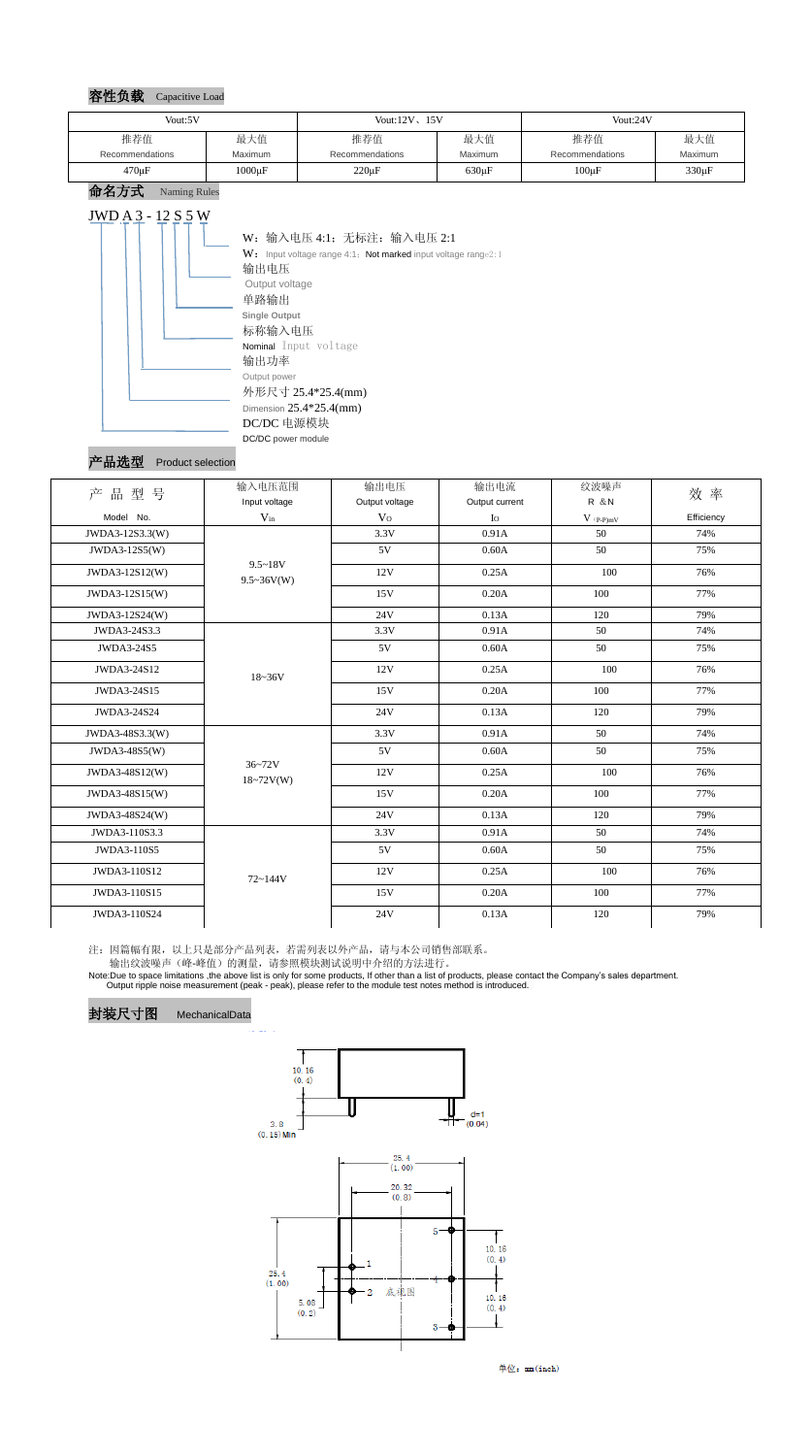## 容性负载 Capacitive Load

| Vout:5V | | Vout:12V、15V | | Vout:24V | |
|---|---|---|---|---|---|
| 推荐值 Recommendations | 最大值 Maximum | 推荐值 Recommendations | 最大值 Maximum | 推荐值 Recommendations | 最大值 Maximum |
| 470μF | 1000μF | 220μF | 630μF | 100μF | 330μF |

## 命名方式 Naming Rules

JWD A 3 - 12 S 5 W

- W：输入电压 4:1；无标注：输入电压 2:1
  W：Input voltage range 4:1；Not marked input voltage range 2:1
- 输出电压 Output voltage
- 单路输出 Single Output
- 标称输入电压 Nominal Input voltage
- 输出功率 Output power
- 外形尺寸 25.4*25.4(mm) Dimension 25.4*25.4(mm)
- DC/DC 电源模块 DC/DC power module

## 产品选型 Product selection

| 产品型号 Model No. | 输入电压范围 Input voltage $V_{in}$ | 输出电压 Output voltage $V_O$ | 输出电流 Output current $I_O$ | 纹波噪声 R&N $V_{(P-P)mV}$ | 效率 Efficiency |
|---|---|---|---|---|---|
| JWDA3-12S3.3(W) | 9.5~18V 9.5~36V(W) | 3.3V | 0.91A | 50 | 74% |
| JWDA3-12S5(W) | | 5V | 0.60A | 50 | 75% |
| JWDA3-12S12(W) | | 12V | 0.25A | 100 | 76% |
| JWDA3-12S15(W) | | 15V | 0.20A | 100 | 77% |
| JWDA3-12S24(W) | | 24V | 0.13A | 120 | 79% |
| JWDA3-24S3.3 | 18~36V | 3.3V | 0.91A | 50 | 74% |
| JWDA3-24S5 | | 5V | 0.60A | 50 | 75% |
| JWDA3-24S12 | | 12V | 0.25A | 100 | 76% |
| JWDA3-24S15 | | 15V | 0.20A | 100 | 77% |
| JWDA3-24S24 | | 24V | 0.13A | 120 | 79% |
| JWDA3-48S3.3(W) | 36~72V 18~72V(W) | 3.3V | 0.91A | 50 | 74% |
| JWDA3-48S5(W) | | 5V | 0.60A | 50 | 75% |
| JWDA3-48S12(W) | | 12V | 0.25A | 100 | 76% |
| JWDA3-48S15(W) | | 15V | 0.20A | 100 | 77% |
| JWDA3-48S24(W) | | 24V | 0.13A | 120 | 79% |
| JWDA3-110S3.3 | 72~144V | 3.3V | 0.91A | 50 | 74% |
| JWDA3-110S5 | | 5V | 0.60A | 50 | 75% |
| JWDA3-110S12 | | 12V | 0.25A | 100 | 76% |
| JWDA3-110S15 | | 15V | 0.20A | 100 | 77% |
| JWDA3-110S24 | | 24V | 0.13A | 120 | 79% |

注：因篇幅有限，以上只是部分产品列表，若需列表以外产品，请与本公司销售部联系。
输出纹波噪声（峰-峰值）的测量，请参照模块测试说明中介绍的方法进行。

Note:Due to space limitations ,the above list is only for some products, If other than a list of products, please contact the Company's sales department.
Output ripple noise measurement (peak - peak), please refer to the module test notes method is introduced.

## 封装尺寸图 MechanicalData

10.16 (0.4)
3.8 (0.15) Min
d=1 (0.04)
25.4 (1.00)
20.32 (0.8)
25.4 (1.00)
5.08 (0.2)
10.16 (0.4)
10.16 (0.4)
1 2 3 4 5 底视图

单位：mm(inch)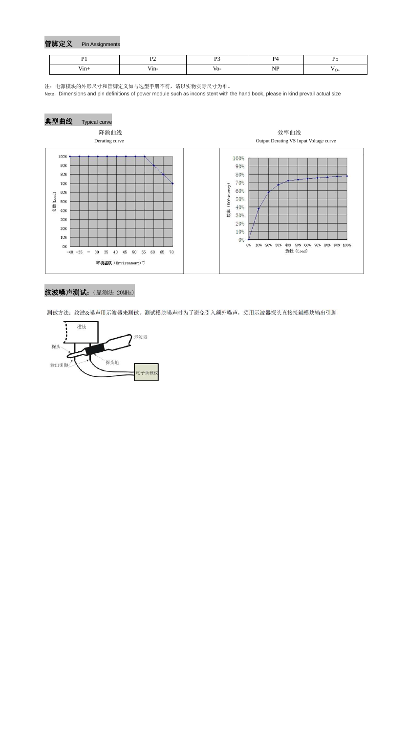## 管脚定义 Pin Assignments

| P1 | P2 | P3 | P4 | P5 |
|---|---|---|---|---|
| Vin+ | Vin- | Vo- | NP | $V_{O+}$ |

注：电源模块的外形尺寸和管脚定义如与选型手册不符，请以实物实际尺寸为准。

Note：Dimensions and pin definitions of power module such as inconsistent with the hand book, please in kind prevail actual size

## 典型曲线 Typical curve

降额曲线

Derating curve

100%
90%
80%
70%
60%
50%
40%
30%
20%
10%
0%

负载(Load)

-40 -35 ··· 30 35 40 45 50 55 60 65 70

环境温度 (Environment)℃

效率曲线

Output Derating VS Input Voltage curve

100%
90%
80%
70%
60%
50%
40%
30%
20%
10%
0%

效率 (Efficiency)

0% 10% 20% 30% 40% 50% 60% 70% 80% 90% 100%

负载 (Load)

## 纹波噪声测试：（靠测法 20MHz）

测试方法：纹波&噪声用示波器来测试。测试模块噪声时为了避免引入额外噪声，须用示波器探头直接接触模块输出引脚

模块

示波器

探头

探头地

输出引脚

电子负载仪